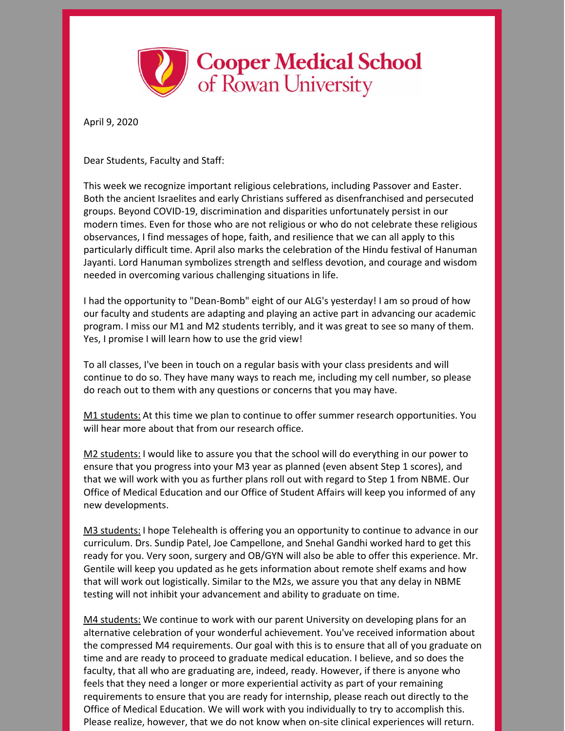Cooper Medical School of Rowan University

April 9, 2020

Dear Students, Faculty and Staff:

This week we recognize important religious celebrations, including Passover and Easter. Both the ancient Israelites and early Christians suffered as disenfranchised and persecuted groups. Beyond COVID-19, discrimination and disparities unfortunately persist in our modern times. Even for those who are not religious or who do not celebrate these religious observances, I find messages of hope, faith, and resilience that we can all apply to this particularly difficult time. April also marks the celebration of the Hindu festival of Hanuman Jayanti. Lord Hanuman symbolizes strength and selfless devotion, and courage and wisdom needed in overcoming various challenging situations in life.

I had the opportunity to "Dean-Bomb" eight of our ALG's yesterday! I am so proud of how our faculty and students are adapting and playing an active part in advancing our academic program. I miss our M1 and M2 students terribly, and it was great to see so many of them. Yes, I promise I will learn how to use the grid view!

To all classes, I've been in touch on a regular basis with your class presidents and will continue to do so. They have many ways to reach me, including my cell number, so please do reach out to them with any questions or concerns that you may have.

M1 students: At this time we plan to continue to offer summer research opportunities. You will hear more about that from our research office.

M2 students: I would like to assure you that the school will do everything in our power to ensure that you progress into your M3 year as planned (even absent Step 1 scores), and that we will work with you as further plans roll out with regard to Step 1 from NBME. Our Office of Medical Education and our Office of Student Affairs will keep you informed of any new developments.

M3 students: I hope Telehealth is offering you an opportunity to continue to advance in our curriculum. Drs. Sundip Patel, Joe Campellone, and Snehal Gandhi worked hard to get this ready for you. Very soon, surgery and OB/GYN will also be able to offer this experience. Mr. Gentile will keep you updated as he gets information about remote shelf exams and how that will work out logistically. Similar to the M2s, we assure you that any delay in NBME testing will not inhibit your advancement and ability to graduate on time.

M4 students: We continue to work with our parent University on developing plans for an alternative celebration of your wonderful achievement. You've received information about the compressed M4 requirements. Our goal with this is to ensure that all of you graduate on time and are ready to proceed to graduate medical education. I believe, and so does the faculty, that all who are graduating are, indeed, ready. However, if there is anyone who feels that they need a longer or more experiential activity as part of your remaining requirements to ensure that you are ready for internship, please reach out directly to the Office of Medical Education. We will work with you individually to try to accomplish this. Please realize, however, that we do not know when on-site clinical experiences will return.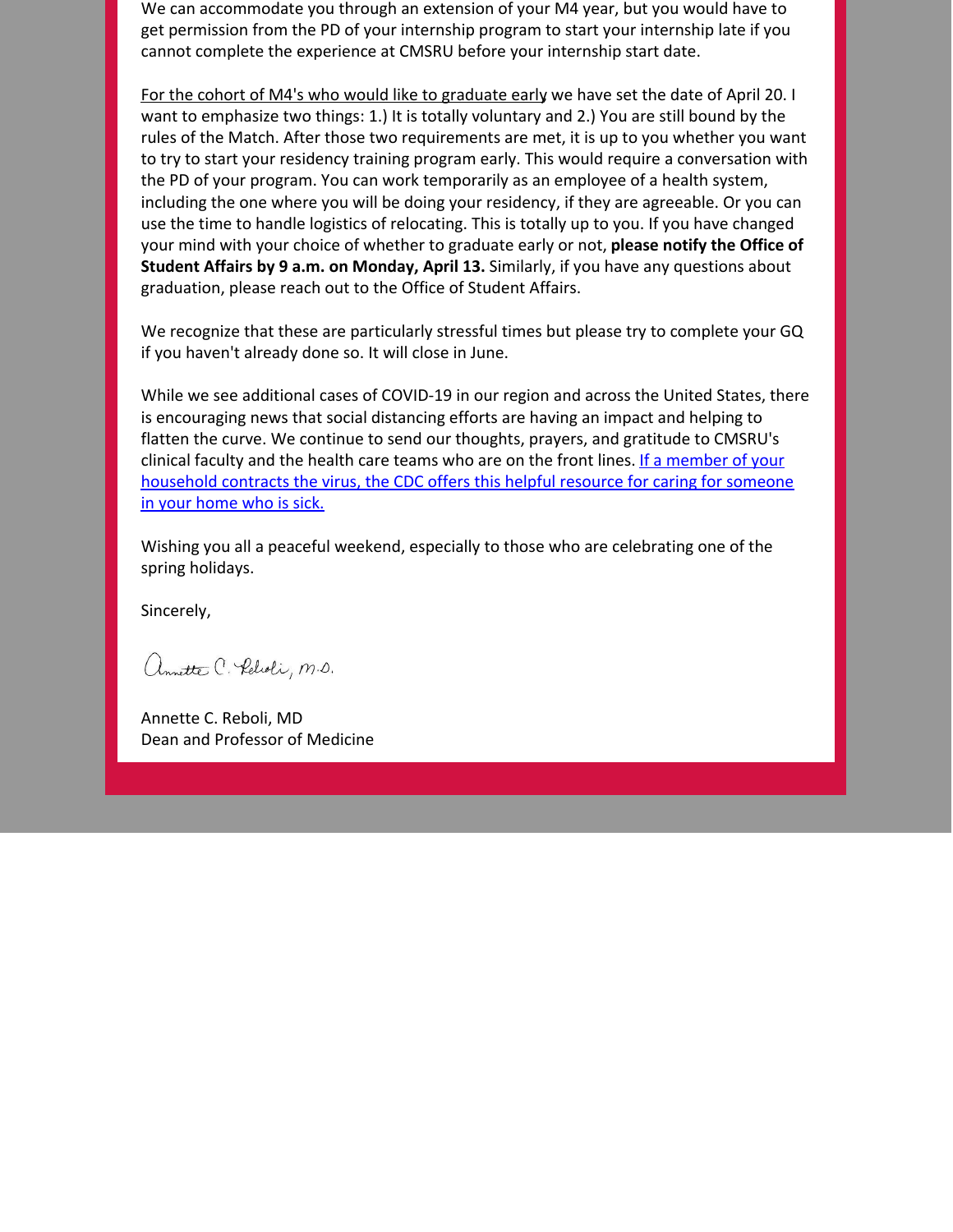We can accommodate you through an extension of your M4 year, but you would have to get permission from the PD of your internship program to start your internship late if you cannot complete the experience at CMSRU before your internship start date.

For the cohort of M4's who would like to graduate early, we have set the date of April 20. I want to emphasize two things: 1.) It is totally voluntary and 2.) You are still bound by the rules of the Match. After those two requirements are met, it is up to you whether you want to try to start your residency training program early. This would require a conversation with the PD of your program. You can work temporarily as an employee of a health system, including the one where you will be doing your residency, if they are agreeable. Or you can use the time to handle logistics of relocating. This is totally up to you. If you have changed your mind with your choice of whether to graduate early or not, **please notify the Office of Student Affairs by 9 a.m. on Monday, April 13.** Similarly, if you have any questions about graduation, please reach out to the Office of Student Affairs.

We recognize that these are particularly stressful times but please try to complete your GQ if you haven't already done so. It will close in June.

While we see additional cases of COVID-19 in our region and across the United States, there is encouraging news that social distancing efforts are having an impact and helping to flatten the curve. We continue to send our thoughts, prayers, and gratitude to CMSRU's clinical faculty and the health care teams who are on the front lines. If a member of your household contracts the virus, the CDC offers this helpful resource for caring for someone in your home who is sick.

Wishing you all a peaceful weekend, especially to those who are celebrating one of the spring holidays.

Sincerely,

Annette C. Reboli, M.D.

Annette C. Reboli, MD
Dean and Professor of Medicine